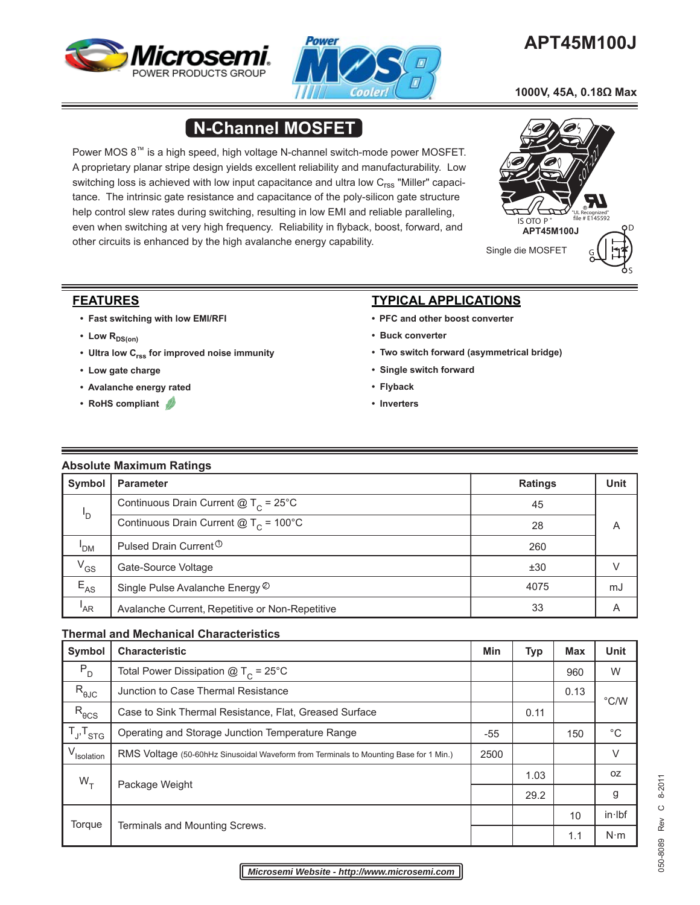# APT45M100J

**1000V, 45A, 0.18Ω Max**

## N-Channel MOSFET

Power MOS 8™ is a high speed, high voltage N-channel switch-mode power MOSFET. A proprietary planar stripe design yields excellent reliability and manufacturability. Low switching loss is achieved with low input capacitance and ultra low $C_{rss}$ "Miller" capacitance. The intrinsic gate resistance and capacitance of the poly-silicon gate structure help control slew rates during switching, resulting in low EMI and reliable paralleling, even when switching at very high frequency. Reliability in flyback, boost, forward, and other circuits is enhanced by the high avalanche energy capability.

ISOTOP® APT45M100J "UL Recognized" file # E145592

Single die MOSFET

## FEATURES

- **Fast switching with low EMI/RFI**
- **Low $R_{DS(on)}$**
- **Ultra low $C_{rss}$ for improved noise immunity**
- **Low gate charge**
- **Avalanche energy rated**
- **RoHS compliant**

## TYPICAL APPLICATIONS

- **PFC and other boost converter**
- **Buck converter**
- **Two switch forward (asymmetrical bridge)**
- **Single switch forward**
- **Flyback**
- **Inverters**

### Absolute Maximum Ratings

| Symbol | Parameter | Ratings | Unit |
|---|---|---|---|
| $I_D$ | Continuous Drain Current @ $T_C$ = 25°C | 45 | A |
| | Continuous Drain Current @ $T_C$ = 100°C | 28 | |
| $I_{DM}$ | Pulsed Drain Current ① | 260 | |
| $V_{GS}$ | Gate-Source Voltage | ±30 | V |
| $E_{AS}$ | Single Pulse Avalanche Energy ② | 4075 | mJ |
| $I_{AR}$ | Avalanche Current, Repetitive or Non-Repetitive | 33 | A |

### Thermal and Mechanical Characteristics

| Symbol | Characteristic | Min | Typ | Max | Unit |
|---|---|---|---|---|---|
| $P_D$ | Total Power Dissipation @ $T_C$ = 25°C | | | 960 | W |
| $R_{\theta JC}$ | Junction to Case Thermal Resistance | | | 0.13 | °C/W |
| $R_{\theta CS}$ | Case to Sink Thermal Resistance, Flat, Greased Surface | | 0.11 | | |
| $T_J$,$T_{STG}$ | Operating and Storage Junction Temperature Range | -55 | | 150 | °C |
| $V_{Isolation}$ | RMS Voltage (50-60hHz Sinusoidal Waveform from Terminals to Mounting Base for 1 Min.) | 2500 | | | V |
| $W_T$ | Package Weight | | 1.03 | | oz |
| | | | 29.2 | | g |
| Torque | Terminals and Mounting Screws. | | | 10 | in·lbf |
| | | | | 1.1 | N·m |

050-8089 Rev C 8-2011

**Microsemi Website - http://www.microsemi.com**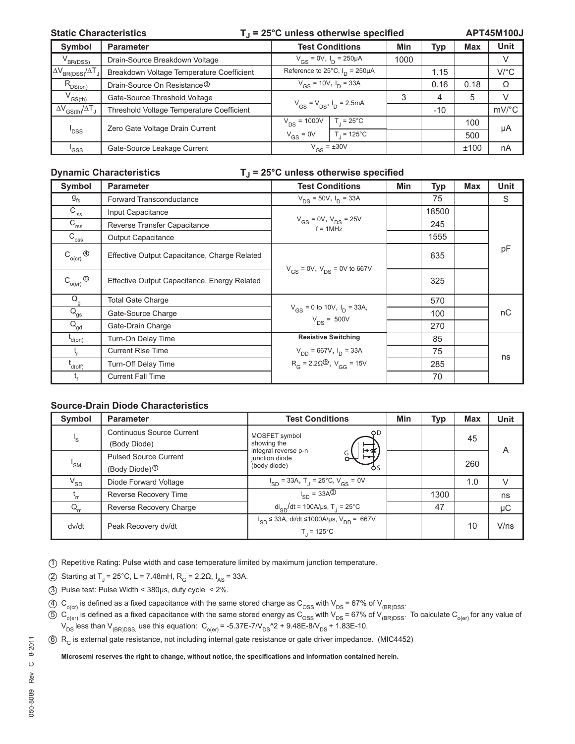## Static Characteristics — $T_J$ = 25°C unless otherwise specified — APT45M100J

| Symbol | Parameter | Test Conditions | | Min | Typ | Max | Unit |
|---|---|---|---|---|---|---|---|
| $V_{BR(DSS)}$ | Drain-Source Breakdown Voltage | $V_{GS}$ = 0V, $I_D$ = 250µA | | 1000 | | | V |
| $\Delta V_{BR(DSS)}/\Delta T_J$ | Breakdown Voltage Temperature Coefficient | Reference to 25°C, $I_D$ = 250µA | | | 1.15 | | V/°C |
| $R_{DS(on)}$ | Drain-Source On Resistance③ | $V_{GS}$ = 10V, $I_D$ = 33A | | | 0.16 | 0.18 | Ω |
| $V_{GS(th)}$ | Gate-Source Threshold Voltage | $V_{GS} = V_{DS}$, $I_D$ = 2.5mA | | 3 | 4 | 5 | V |
| $\Delta V_{GS(th)}/\Delta T_J$ | Threshold Voltage Temperature Coefficient | | | | -10 | | mV/°C |
| $I_{DSS}$ | Zero Gate Voltage Drain Current | $V_{DS}$ = 1000V | $T_J$ = 25°C | | | 100 | µA |
| | | $V_{GS}$ = 0V | $T_J$ = 125°C | | | 500 | |
| $I_{GSS}$ | Gate-Source Leakage Current | $V_{GS}$ = ±30V | | | | ±100 | nA |

## Dynamic Characteristics — $T_J$ = 25°C unless otherwise specified

| Symbol | Parameter | Test Conditions | Min | Typ | Max | Unit |
|---|---|---|---|---|---|---|
| $g_{fs}$ | Forward Transconductance | $V_{DS}$ = 50V, $I_D$ = 33A | | 75 | | S |
| $C_{iss}$ | Input Capacitance | $V_{GS}$ = 0V, $V_{DS}$ = 25V, f = 1MHz | | 18500 | | pF |
| $C_{rss}$ | Reverse Transfer Capacitance | | | 245 | | |
| $C_{oss}$ | Output Capacitance | | | 1555 | | |
| $C_{o(cr)}$ ④ | Effective Output Capacitance, Charge Related | $V_{GS}$ = 0V, $V_{DS}$ = 0V to 667V | | 635 | | |
| $C_{o(er)}$ ⑤ | Effective Output Capacitance, Energy Related | | | 325 | | |
| $Q_g$ | Total Gate Charge | $V_{GS}$ = 0 to 10V, $I_D$ = 33A, $V_{DS}$ = 500V | | 570 | | nC |
| $Q_{gs}$ | Gate-Source Charge | | | 100 | | |
| $Q_{gd}$ | Gate-Drain Charge | | | 270 | | |
| $t_{d(on)}$ | Turn-On Delay Time | **Resistive Switching** $V_{DD}$ = 667V, $I_D$ = 33A, $R_G$ = 2.2Ω⑥, $V_{GG}$ = 15V | | 85 | | ns |
| $t_r$ | Current Rise Time | | | 75 | | |
| $t_{d(off)}$ | Turn-Off Delay Time | | | 285 | | |
| $t_f$ | Current Fall Time | | | 70 | | |

## Source-Drain Diode Characteristics

| Symbol | Parameter | Test Conditions | Min | Typ | Max | Unit |
|---|---|---|---|---|---|---|
| $I_S$ | Continuous Source Current (Body Diode) | MOSFET symbol showing the integral reverse p-n junction diode (body diode) | | | 45 | A |
| $I_{SM}$ | Pulsed Source Current (Body Diode)① | | | | 260 | |
| $V_{SD}$ | Diode Forward Voltage | $I_{SD}$ = 33A, $T_J$ = 25°C, $V_{GS}$ = 0V | | | 1.0 | V |
| $t_{rr}$ | Reverse Recovery Time | $I_{SD}$ = 33A③ | | 1300 | | ns |
| $Q_{rr}$ | Reverse Recovery Charge | $di_{SD}/dt$ = 100A/µs, $T_J$ = 25°C | | 47 | | µC |
| dv/dt | Peak Recovery dv/dt | $I_{SD}$ ≤ 33A, di/dt ≤1000A/µs, $V_{DD}$ = 667V, $T_J$ = 125°C | | | 10 | V/ns |

① Repetitive Rating: Pulse width and case temperature limited by maximum junction temperature.

② Starting at $T_J$ = 25°C, L = 7.48mH, $R_G$ = 2.2Ω, $I_{AS}$ = 33A.

③ Pulse test: Pulse Width < 380µs, duty cycle < 2%.

④ $C_{o(cr)}$ is defined as a fixed capacitance with the same stored charge as $C_{OSS}$ with $V_{DS}$ = 67% of $V_{(BR)DSS}$.

⑤ $C_{o(er)}$ is defined as a fixed capacitance with the same stored energy as $C_{OSS}$ with $V_{DS}$ = 67% of $V_{(BR)DSS}$. To calculate $C_{o(er)}$ for any value of $V_{DS}$ less than $V_{(BR)DSS,}$ use this equation: $C_{o(er)} = -5.37E-7/V_{DS}{}^{\wedge}2 + 9.48E-8/V_{DS} + 1.83E-10$.

⑥ $R_G$ is external gate resistance, not including internal gate resistance or gate driver impedance. (MIC4452)

**Microsemi reserves the right to change, without notice, the specifications and information contained herein.**

050-8089 Rev C 8-2011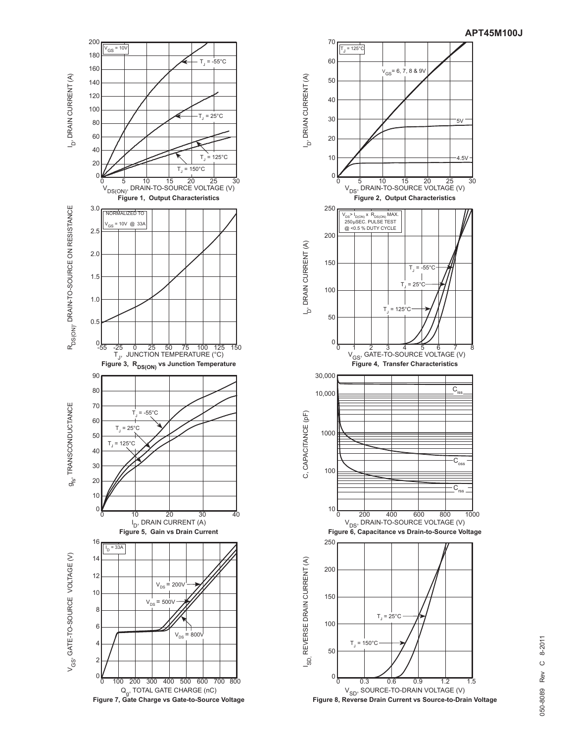Figure 1, Output Characteristics

Figure 2, Output Characteristics

Figure 3, $R_{DS(ON)}$ vs Junction Temperature

Figure 4, Transfer Characteristics

Figure 5, Gain vs Drain Current

Figure 6, Capacitance vs Drain-to-Source Voltage

Figure 7, Gate Charge vs Gate-to-Source Voltage

Figure 8, Reverse Drain Current vs Source-to-Drain Voltage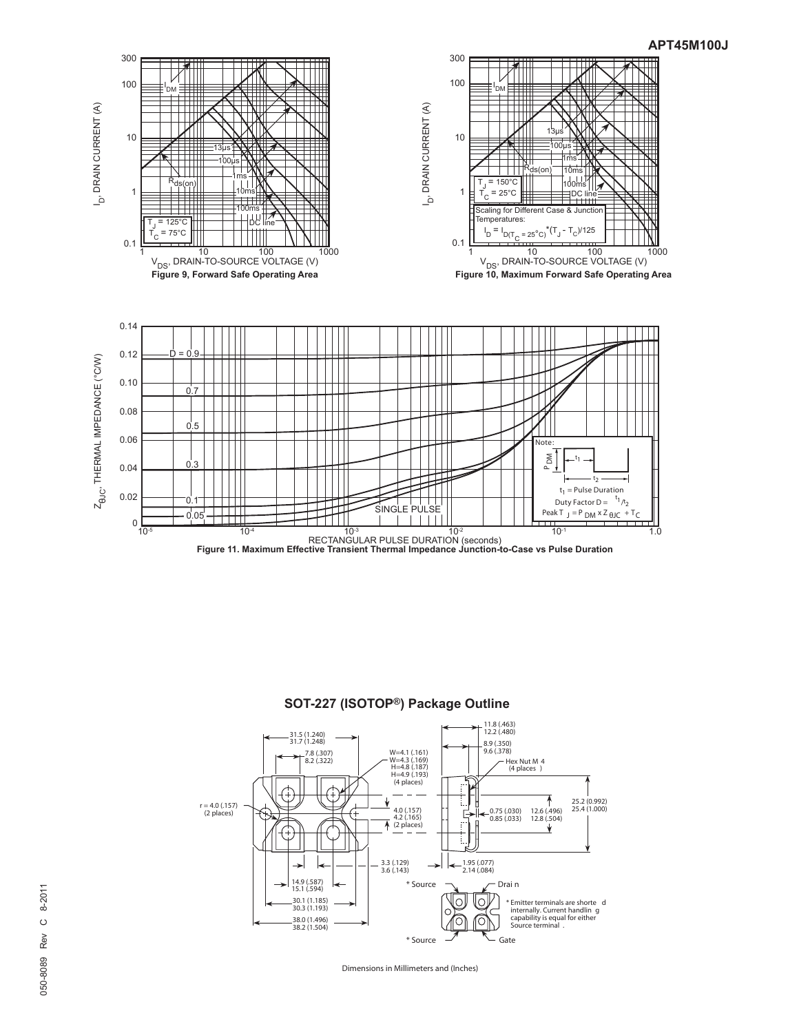I_DM

R_ds(on)

13µs

100µs

1ms

10ms

100ms

DC line

$T_J$ = 125°C
$T_C$ = 75°C

300
100
10
1
0.1

1 10 100 1000

$I_D$, DRAIN CURRENT (A)

$V_{DS}$, DRAIN-TO-SOURCE VOLTAGE (V)

**Figure 9, Forward Safe Operating Area**

I_DM

13µs

100µs

1ms

10ms

100ms

DC line

R_ds(on)

$T_J$ = 150°C
$T_C$ = 25°C

Scaling for Different Case & Junction Temperatures:

$I_D = I_{D(T_C = 25°C)} * (T_J - T_C)/125$

300
100
10
1
0.1

1 10 100 1000

$I_D$, DRAIN CURRENT (A)

$V_{DS}$, DRAIN-TO-SOURCE VOLTAGE (V)

**Figure 10, Maximum Forward Safe Operating Area**

D = 0.9

0.7

0.5

0.3

0.1

0.05

SINGLE PULSE

Note:

$P_{DM}$

$t_1$

$t_2$

$t_1$ = Pulse Duration

Duty Factor D = $t_1/t_2$

Peak $T_J = P_{DM} \times Z_{\theta JC} + T_C$

0.14
0.12
0.10
0.08
0.06
0.04
0.02
0

$10^{-5}$ $10^{-4}$ $10^{-3}$ $10^{-2}$ $10^{-1}$ 1.0

$Z_{\theta JC}$, THERMAL IMPEDANCE (°C/W)

RECTANGULAR PULSE DURATION (seconds)

**Figure 11. Maximum Effective Transient Thermal Impedance Junction-to-Case vs Pulse Duration**

## SOT-227 (ISOTOP®) Package Outline

31.5 (1.240)
31.7 (1.248)

7.8 (.307)
8.2 (.322)

W=4.1 (.161)
W=4.3 (.169)
H=4.8 (.187)
H=4.9 (.193)
(4 places)

r = 4.0 (.157)
(2 places)

4.0 (.157)
4.2 (.165)
(2 places)

3.3 (.129)
3.6 (.143)

14.9 (.587)
15.1 (.594)

30.1 (1.185)
30.3 (1.193)

38.0 (1.496)
38.2 (1.504)

11.8 (.463)
12.2 (.480)

8.9 (.350)
9.6 (.378)

Hex Nut M 4
(4 places)

0.75 (.030)
0.85 (.033)

12.6 (.496)
12.8 (.504)

25.2 (0.992)
25.4 (1.000)

1.95 (.077)
2.14 (.084)

* Source

Drain

* Emitter terminals are shorted internally. Current handling capability is equal for either Source terminal.

* Source

Gate

Dimensions in Millimeters and (Inches)